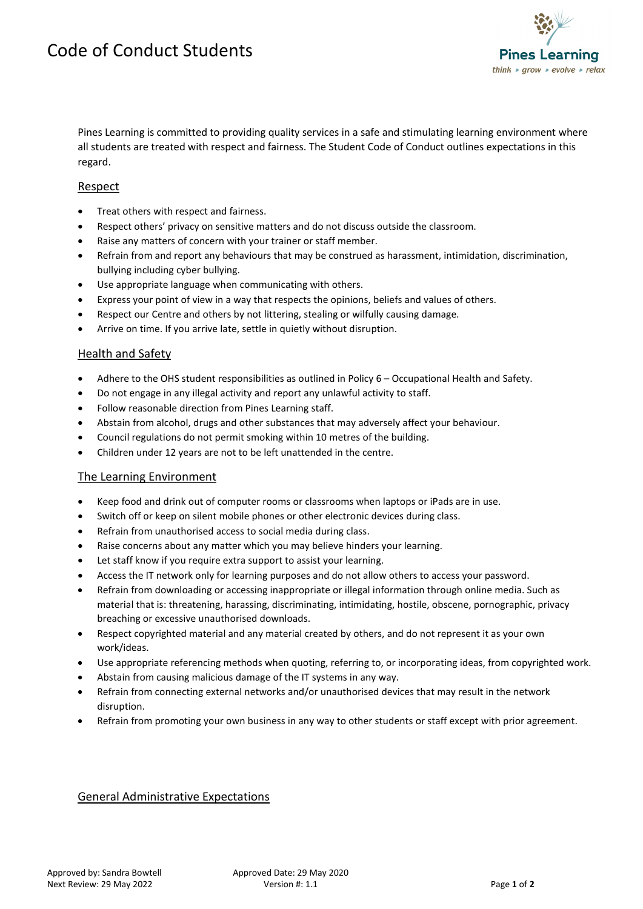# Code of Conduct Students

Pines Learning is committed to providing quality services in a safe and stimulating learning environment where all students are treated with respect and fairness. The Student Code of Conduct outlines expectations in this regard.

## Respect

- Treat others with respect and fairness.
- Respect others' privacy on sensitive matters and do not discuss outside the classroom.
- Raise any matters of concern with your trainer or staff member.
- Refrain from and report any behaviours that may be construed as harassment, intimidation, discrimination, bullying including cyber bullying.
- Use appropriate language when communicating with others.
- Express your point of view in a way that respects the opinions, beliefs and values of others.
- Respect our Centre and others by not littering, stealing or wilfully causing damage.
- Arrive on time. If you arrive late, settle in quietly without disruption.

## Health and Safety

- Adhere to the OHS student responsibilities as outlined in Policy 6 – Occupational Health and Safety.
- Do not engage in any illegal activity and report any unlawful activity to staff.
- Follow reasonable direction from Pines Learning staff.
- Abstain from alcohol, drugs and other substances that may adversely affect your behaviour.
- Council regulations do not permit smoking within 10 metres of the building.
- Children under 12 years are not to be left unattended in the centre.

## The Learning Environment

- Keep food and drink out of computer rooms or classrooms when laptops or iPads are in use.
- Switch off or keep on silent mobile phones or other electronic devices during class.
- Refrain from unauthorised access to social media during class.
- Raise concerns about any matter which you may believe hinders your learning.
- Let staff know if you require extra support to assist your learning.
- Access the IT network only for learning purposes and do not allow others to access your password.
- Refrain from downloading or accessing inappropriate or illegal information through online media. Such as material that is: threatening, harassing, discriminating, intimidating, hostile, obscene, pornographic, privacy breaching or excessive unauthorised downloads.
- Respect copyrighted material and any material created by others, and do not represent it as your own work/ideas.
- Use appropriate referencing methods when quoting, referring to, or incorporating ideas, from copyrighted work.
- Abstain from causing malicious damage of the IT systems in any way.
- Refrain from connecting external networks and/or unauthorised devices that may result in the network disruption.
- Refrain from promoting your own business in any way to other students or staff except with prior agreement.

## General Administrative Expectations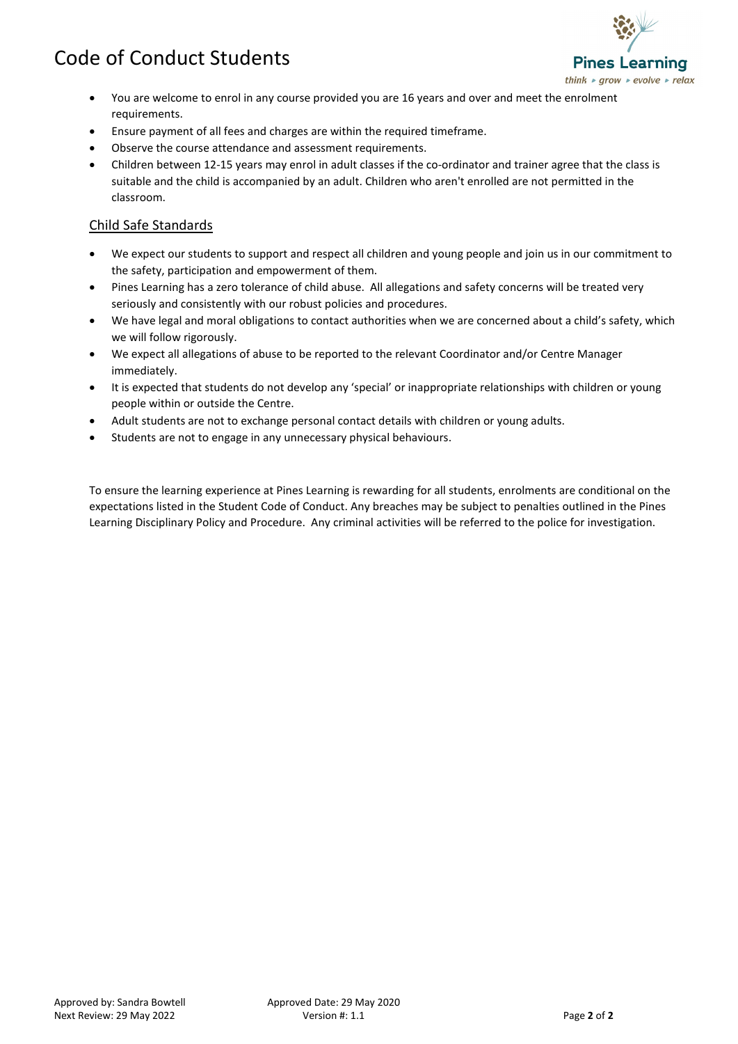# Code of Conduct Students

- You are welcome to enrol in any course provided you are 16 years and over and meet the enrolment requirements.
- Ensure payment of all fees and charges are within the required timeframe.
- Observe the course attendance and assessment requirements.
- Children between 12-15 years may enrol in adult classes if the co-ordinator and trainer agree that the class is suitable and the child is accompanied by an adult. Children who aren't enrolled are not permitted in the classroom.

## Child Safe Standards

- We expect our students to support and respect all children and young people and join us in our commitment to the safety, participation and empowerment of them.
- Pines Learning has a zero tolerance of child abuse. All allegations and safety concerns will be treated very seriously and consistently with our robust policies and procedures.
- We have legal and moral obligations to contact authorities when we are concerned about a child's safety, which we will follow rigorously.
- We expect all allegations of abuse to be reported to the relevant Coordinator and/or Centre Manager immediately.
- It is expected that students do not develop any 'special' or inappropriate relationships with children or young people within or outside the Centre.
- Adult students are not to exchange personal contact details with children or young adults.
- Students are not to engage in any unnecessary physical behaviours.

To ensure the learning experience at Pines Learning is rewarding for all students, enrolments are conditional on the expectations listed in the Student Code of Conduct. Any breaches may be subject to penalties outlined in the Pines Learning Disciplinary Policy and Procedure. Any criminal activities will be referred to the police for investigation.

Approved by: Sandra Bowtell
Next Review: 29 May 2022
Approved Date: 29 May 2020
Version #: 1.1